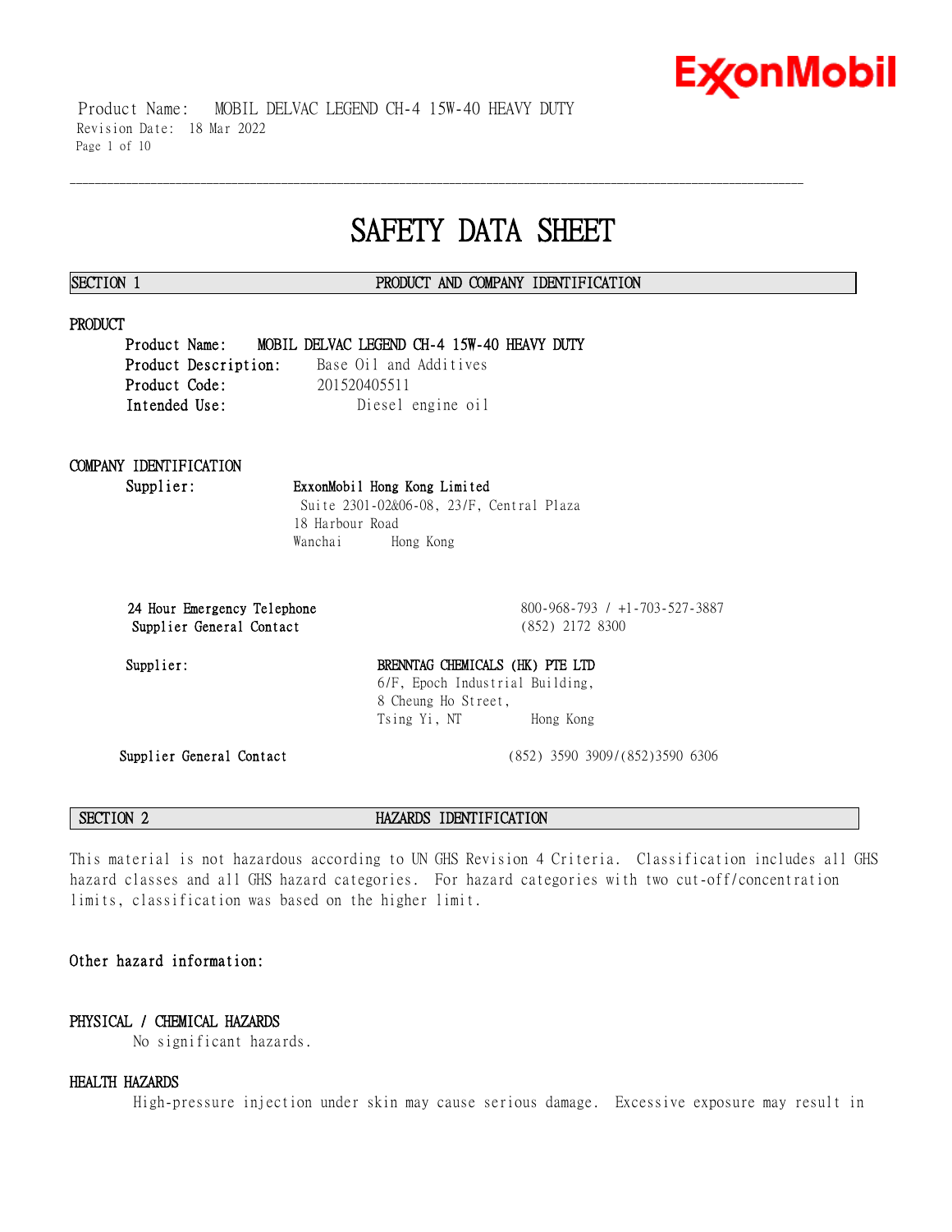# SAFETY DATA SHEET

## SECTION 1 PRODUCT AND COMPANY IDENTIFICATION

### PRODUCT

**Product Name:** **MOBIL DELVAC LEGEND CH-4 15W-40 HEAVY DUTY**
**Product Description:** Base Oil and Additives
**Product Code:** 201520405511
**Intended Use:** Diesel engine oil

### COMPANY IDENTIFICATION

**Supplier:** **ExxonMobil Hong Kong Limited**
Suite 2301-02&06-08, 23/F, Central Plaza
18 Harbour Road
Wanchai Hong Kong

**24 Hour Emergency Telephone** 800-968-793 / +1-703-527-3887
**Supplier General Contact** (852) 2172 8300

**Supplier:** **BRENNTAG CHEMICALS (HK) PTE LTD**
6/F, Epoch Industrial Building,
8 Cheung Ho Street,
Tsing Yi, NT Hong Kong

**Supplier General Contact** (852) 3590 3909/(852)3590 6306

## SECTION 2 HAZARDS IDENTIFICATION

This material is not hazardous according to UN GHS Revision 4 Criteria. Classification includes all GHS hazard classes and all GHS hazard categories. For hazard categories with two cut-off/concentration limits, classification was based on the higher limit.

**Other hazard information:**

### PHYSICAL / CHEMICAL HAZARDS

No significant hazards.

### HEALTH HAZARDS

High-pressure injection under skin may cause serious damage. Excessive exposure may result in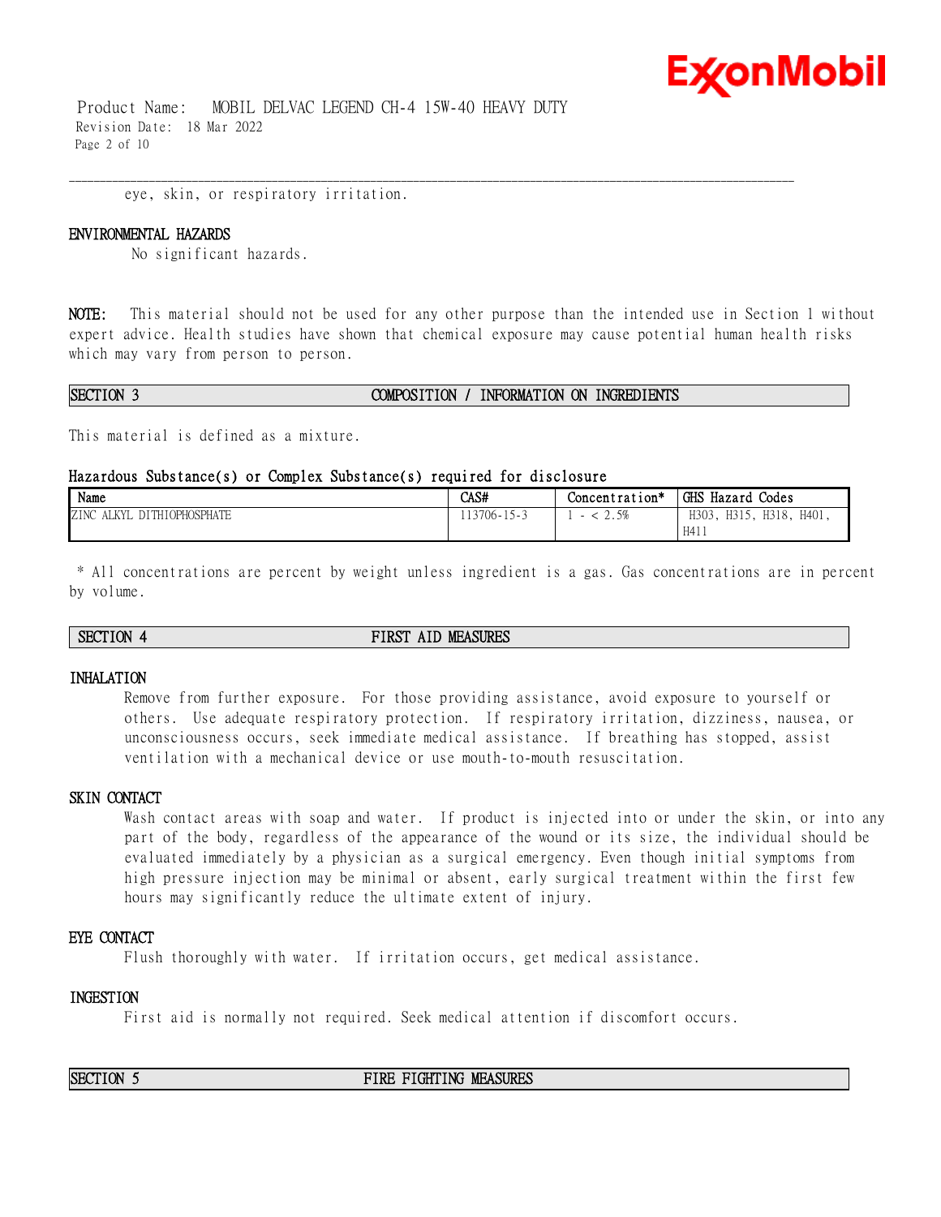eye, skin, or respiratory irritation.

### ENVIRONMENTAL HAZARDS

No significant hazards.

**NOTE:** This material should not be used for any other purpose than the intended use in Section 1 without expert advice. Health studies have shown that chemical exposure may cause potential human health risks which may vary from person to person.

## SECTION 3 COMPOSITION / INFORMATION ON INGREDIENTS

This material is defined as a mixture.

### Hazardous Substance(s) or Complex Substance(s) required for disclosure

| Name | CAS# | Concentration* | GHS Hazard Codes |
|---|---|---|---|
| ZINC ALKYL DITHIOPHOSPHATE | 113706-15-3 | 1 - < 2.5% | H303, H315, H318, H401, H411 |

\* All concentrations are percent by weight unless ingredient is a gas. Gas concentrations are in percent by volume.

## SECTION 4 FIRST AID MEASURES

### INHALATION

Remove from further exposure. For those providing assistance, avoid exposure to yourself or others. Use adequate respiratory protection. If respiratory irritation, dizziness, nausea, or unconsciousness occurs, seek immediate medical assistance. If breathing has stopped, assist ventilation with a mechanical device or use mouth-to-mouth resuscitation.

### SKIN CONTACT

Wash contact areas with soap and water. If product is injected into or under the skin, or into any part of the body, regardless of the appearance of the wound or its size, the individual should be evaluated immediately by a physician as a surgical emergency. Even though initial symptoms from high pressure injection may be minimal or absent, early surgical treatment within the first few hours may significantly reduce the ultimate extent of injury.

### EYE CONTACT

Flush thoroughly with water. If irritation occurs, get medical assistance.

### INGESTION

First aid is normally not required. Seek medical attention if discomfort occurs.

## SECTION 5 FIRE FIGHTING MEASURES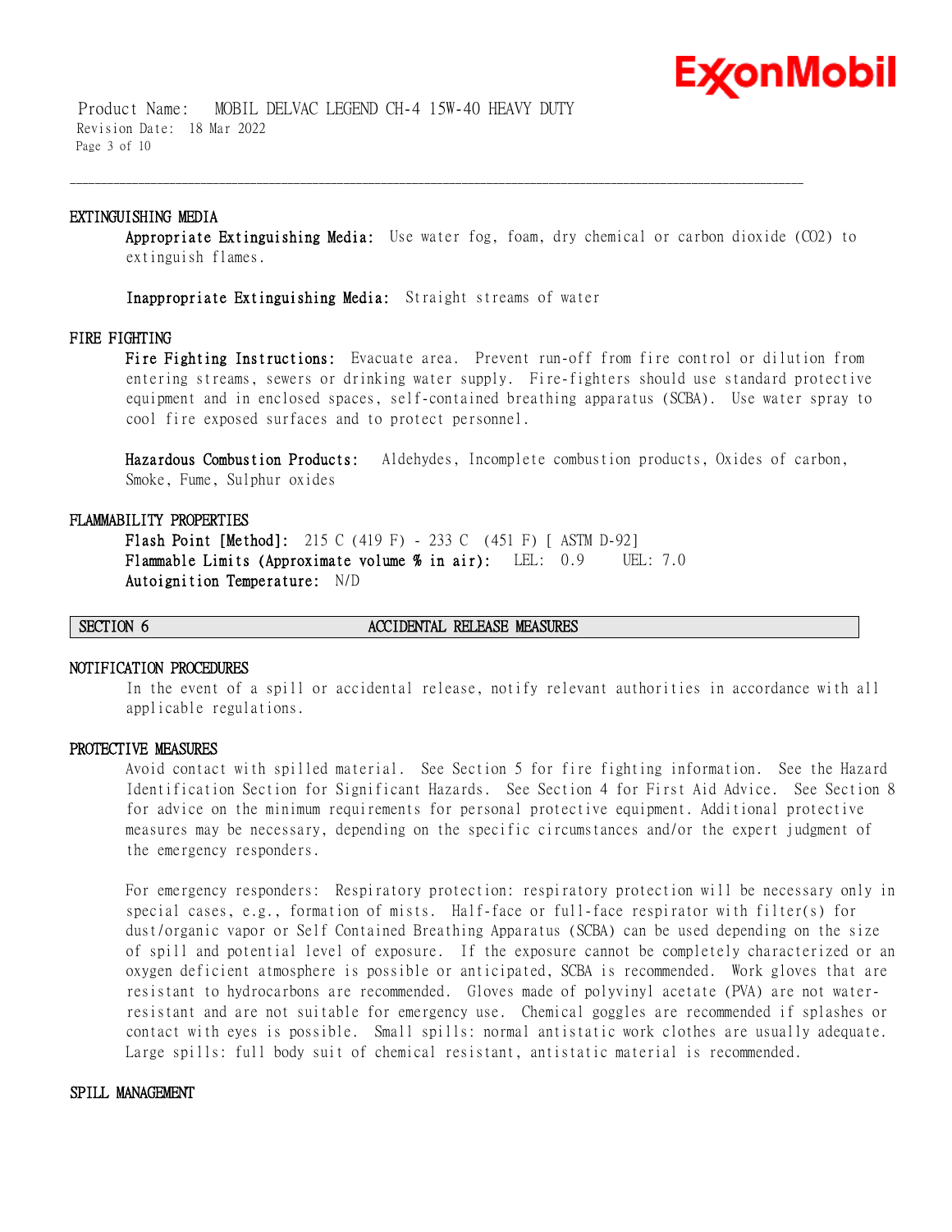### EXTINGUISHING MEDIA

**Appropriate Extinguishing Media:** Use water fog, foam, dry chemical or carbon dioxide ($CO_2$) to extinguish flames.

**Inappropriate Extinguishing Media:** Straight streams of water

### FIRE FIGHTING

**Fire Fighting Instructions:** Evacuate area. Prevent run-off from fire control or dilution from entering streams, sewers or drinking water supply. Fire-fighters should use standard protective equipment and in enclosed spaces, self-contained breathing apparatus (SCBA). Use water spray to cool fire exposed surfaces and to protect personnel.

**Hazardous Combustion Products:** Aldehydes, Incomplete combustion products, Oxides of carbon, Smoke, Fume, Sulphur oxides

### FLAMMABILITY PROPERTIES

**Flash Point [Method]:** 215 C (419 F) - 233 C (451 F) [ ASTM D-92]
**Flammable Limits (Approximate volume % in air):** LEL: 0.9 UEL: 7.0
**Autoignition Temperature:** N/D

## SECTION 6 ACCIDENTAL RELEASE MEASURES

### NOTIFICATION PROCEDURES

In the event of a spill or accidental release, notify relevant authorities in accordance with all applicable regulations.

### PROTECTIVE MEASURES

Avoid contact with spilled material. See Section 5 for fire fighting information. See the Hazard Identification Section for Significant Hazards. See Section 4 for First Aid Advice. See Section 8 for advice on the minimum requirements for personal protective equipment. Additional protective measures may be necessary, depending on the specific circumstances and/or the expert judgment of the emergency responders.

For emergency responders: Respiratory protection: respiratory protection will be necessary only in special cases, e.g., formation of mists. Half-face or full-face respirator with filter(s) for dust/organic vapor or Self Contained Breathing Apparatus (SCBA) can be used depending on the size of spill and potential level of exposure. If the exposure cannot be completely characterized or an oxygen deficient atmosphere is possible or anticipated, SCBA is recommended. Work gloves that are resistant to hydrocarbons are recommended. Gloves made of polyvinyl acetate (PVA) are not water-resistant and are not suitable for emergency use. Chemical goggles are recommended if splashes or contact with eyes is possible. Small spills: normal antistatic work clothes are usually adequate. Large spills: full body suit of chemical resistant, antistatic material is recommended.

### SPILL MANAGEMENT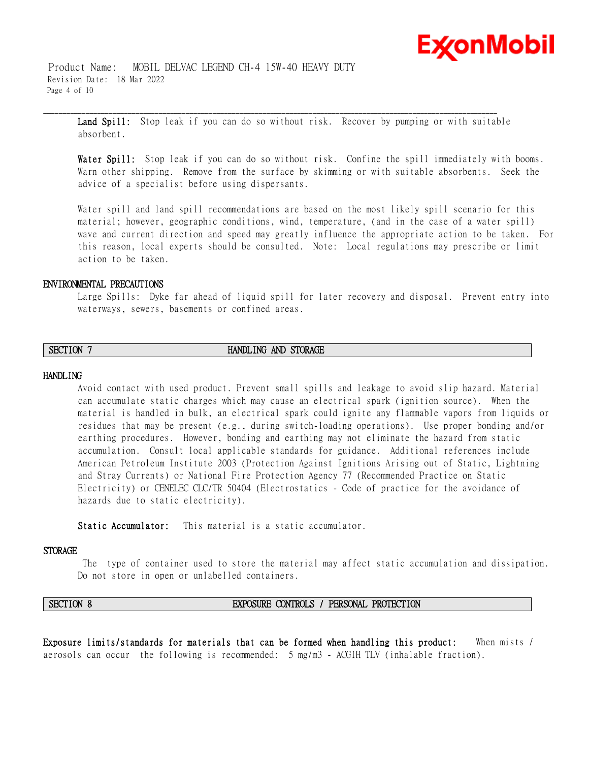**Land Spill:** Stop leak if you can do so without risk. Recover by pumping or with suitable absorbent.

**Water Spill:** Stop leak if you can do so without risk. Confine the spill immediately with booms. Warn other shipping. Remove from the surface by skimming or with suitable absorbents. Seek the advice of a specialist before using dispersants.

Water spill and land spill recommendations are based on the most likely spill scenario for this material; however, geographic conditions, wind, temperature, (and in the case of a water spill) wave and current direction and speed may greatly influence the appropriate action to be taken. For this reason, local experts should be consulted. Note: Local regulations may prescribe or limit action to be taken.

### ENVIRONMENTAL PRECAUTIONS

Large Spills: Dyke far ahead of liquid spill for later recovery and disposal. Prevent entry into waterways, sewers, basements or confined areas.

## SECTION 7 HANDLING AND STORAGE

### HANDLING

Avoid contact with used product. Prevent small spills and leakage to avoid slip hazard. Material can accumulate static charges which may cause an electrical spark (ignition source). When the material is handled in bulk, an electrical spark could ignite any flammable vapors from liquids or residues that may be present (e.g., during switch-loading operations). Use proper bonding and/or earthing procedures. However, bonding and earthing may not eliminate the hazard from static accumulation. Consult local applicable standards for guidance. Additional references include American Petroleum Institute 2003 (Protection Against Ignitions Arising out of Static, Lightning and Stray Currents) or National Fire Protection Agency 77 (Recommended Practice on Static Electricity) or CENELEC CLC/TR 50404 (Electrostatics - Code of practice for the avoidance of hazards due to static electricity).

**Static Accumulator:** This material is a static accumulator.

### STORAGE

The type of container used to store the material may affect static accumulation and dissipation. Do not store in open or unlabelled containers.

## SECTION 8 EXPOSURE CONTROLS / PERSONAL PROTECTION

**Exposure limits/standards for materials that can be formed when handling this product:** When mists / aerosols can occur the following is recommended: 5 mg/m3 - ACGIH TLV (inhalable fraction).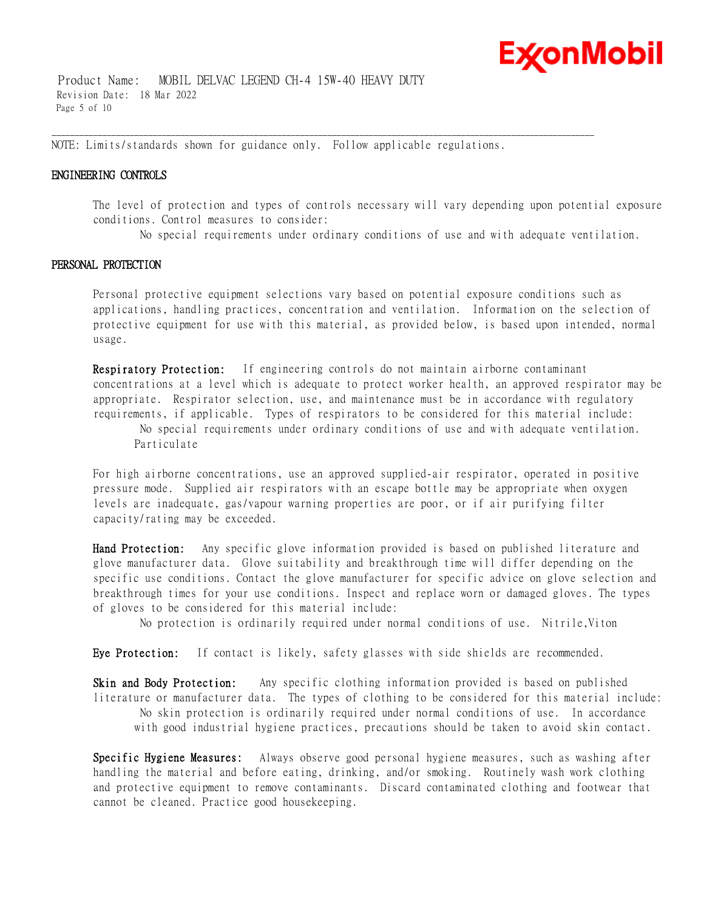NOTE: Limits/standards shown for guidance only. Follow applicable regulations.

## ENGINEERING CONTROLS

The level of protection and types of controls necessary will vary depending upon potential exposure conditions. Control measures to consider:

No special requirements under ordinary conditions of use and with adequate ventilation.

## PERSONAL PROTECTION

Personal protective equipment selections vary based on potential exposure conditions such as applications, handling practices, concentration and ventilation. Information on the selection of protective equipment for use with this material, as provided below, is based upon intended, normal usage.

**Respiratory Protection:** If engineering controls do not maintain airborne contaminant concentrations at a level which is adequate to protect worker health, an approved respirator may be appropriate. Respirator selection, use, and maintenance must be in accordance with regulatory requirements, if applicable. Types of respirators to be considered for this material include:

No special requirements under ordinary conditions of use and with adequate ventilation.
Particulate

For high airborne concentrations, use an approved supplied-air respirator, operated in positive pressure mode. Supplied air respirators with an escape bottle may be appropriate when oxygen levels are inadequate, gas/vapour warning properties are poor, or if air purifying filter capacity/rating may be exceeded.

**Hand Protection:** Any specific glove information provided is based on published literature and glove manufacturer data. Glove suitability and breakthrough time will differ depending on the specific use conditions. Contact the glove manufacturer for specific advice on glove selection and breakthrough times for your use conditions. Inspect and replace worn or damaged gloves. The types of gloves to be considered for this material include:

No protection is ordinarily required under normal conditions of use. Nitrile,Viton

**Eye Protection:** If contact is likely, safety glasses with side shields are recommended.

**Skin and Body Protection:** Any specific clothing information provided is based on published literature or manufacturer data. The types of clothing to be considered for this material include:

No skin protection is ordinarily required under normal conditions of use. In accordance with good industrial hygiene practices, precautions should be taken to avoid skin contact.

**Specific Hygiene Measures:** Always observe good personal hygiene measures, such as washing after handling the material and before eating, drinking, and/or smoking. Routinely wash work clothing and protective equipment to remove contaminants. Discard contaminated clothing and footwear that cannot be cleaned. Practice good housekeeping.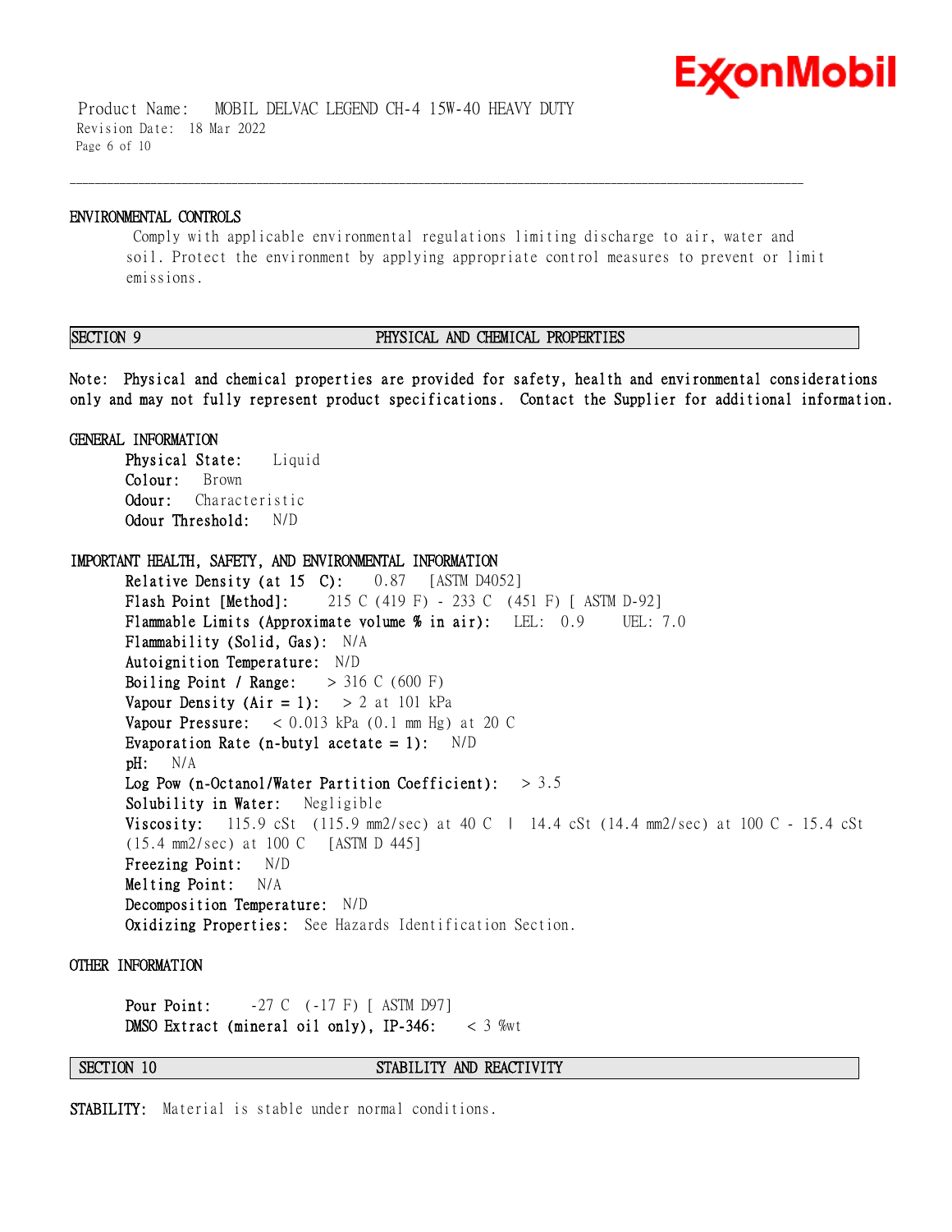### ENVIRONMENTAL CONTROLS

Comply with applicable environmental regulations limiting discharge to air, water and soil. Protect the environment by applying appropriate control measures to prevent or limit emissions.

## SECTION 9 PHYSICAL AND CHEMICAL PROPERTIES

**Note: Physical and chemical properties are provided for safety, health and environmental considerations only and may not fully represent product specifications. Contact the Supplier for additional information.**

### GENERAL INFORMATION

**Physical State:** Liquid
**Colour:** Brown
**Odour:** Characteristic
**Odour Threshold:** N/D

### IMPORTANT HEALTH, SAFETY, AND ENVIRONMENTAL INFORMATION

**Relative Density (at 15 C):** 0.87 [ASTM D4052]
**Flash Point [Method]:** 215 C (419 F) - 233 C (451 F) [ ASTM D-92]
**Flammable Limits (Approximate volume % in air):** LEL: 0.9 UEL: 7.0
**Flammability (Solid, Gas):** N/A
**Autoignition Temperature:** N/D
**Boiling Point / Range:** > 316 C (600 F)
**Vapour Density (Air = 1):** > 2 at 101 kPa
**Vapour Pressure:** < 0.013 kPa (0.1 mm Hg) at 20 C
**Evaporation Rate (n-butyl acetate = 1):** N/D
**pH:** N/A
**Log Pow (n-Octanol/Water Partition Coefficient):** > 3.5
**Solubility in Water:** Negligible
**Viscosity:** 115.9 cSt (115.9 mm2/sec) at 40 C | 14.4 cSt (14.4 mm2/sec) at 100 C - 15.4 cSt (15.4 mm2/sec) at 100 C [ASTM D 445]
**Freezing Point:** N/D
**Melting Point:** N/A
**Decomposition Temperature:** N/D
**Oxidizing Properties:** See Hazards Identification Section.

### OTHER INFORMATION

**Pour Point:** -27 C (-17 F) [ ASTM D97]
**DMSO Extract (mineral oil only), IP-346:** < 3 %wt

## SECTION 10 STABILITY AND REACTIVITY

**STABILITY:** Material is stable under normal conditions.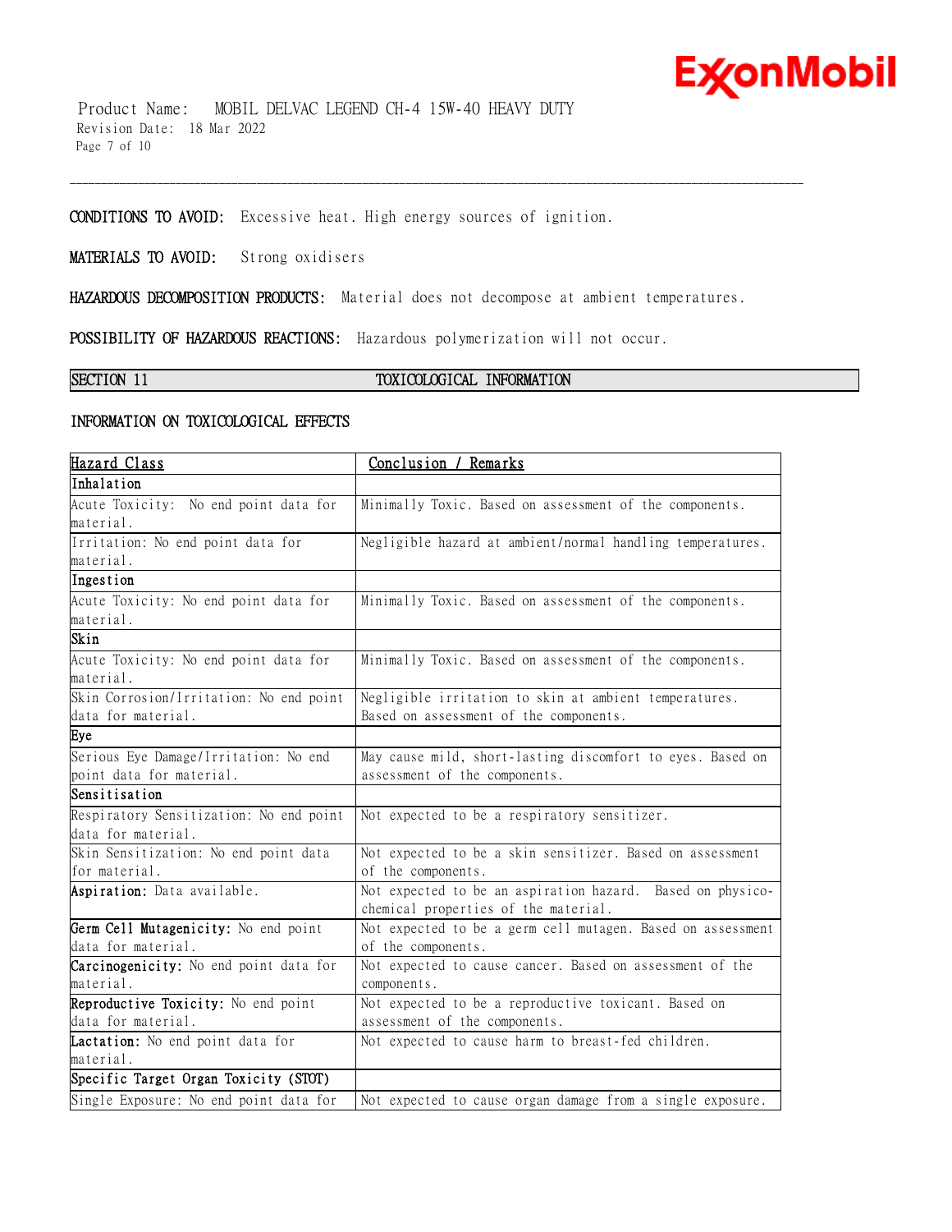**CONDITIONS TO AVOID:** Excessive heat. High energy sources of ignition.

**MATERIALS TO AVOID:** Strong oxidisers

**HAZARDOUS DECOMPOSITION PRODUCTS:** Material does not decompose at ambient temperatures.

**POSSIBILITY OF HAZARDOUS REACTIONS:** Hazardous polymerization will not occur.

## SECTION 11 TOXICOLOGICAL INFORMATION

### INFORMATION ON TOXICOLOGICAL EFFECTS

| Hazard Class | Conclusion / Remarks |
|---|---|
| **Inhalation** | |
| Acute Toxicity: No end point data for material. | Minimally Toxic. Based on assessment of the components. |
| Irritation: No end point data for material. | Negligible hazard at ambient/normal handling temperatures. |
| **Ingestion** | |
| Acute Toxicity: No end point data for material. | Minimally Toxic. Based on assessment of the components. |
| **Skin** | |
| Acute Toxicity: No end point data for material. | Minimally Toxic. Based on assessment of the components. |
| Skin Corrosion/Irritation: No end point data for material. | Negligible irritation to skin at ambient temperatures. Based on assessment of the components. |
| **Eye** | |
| Serious Eye Damage/Irritation: No end point data for material. | May cause mild, short-lasting discomfort to eyes. Based on assessment of the components. |
| **Sensitisation** | |
| Respiratory Sensitization: No end point data for material. | Not expected to be a respiratory sensitizer. |
| Skin Sensitization: No end point data for material. | Not expected to be a skin sensitizer. Based on assessment of the components. |
| **Aspiration:** Data available. | Not expected to be an aspiration hazard. Based on physico-chemical properties of the material. |
| **Germ Cell Mutagenicity:** No end point data for material. | Not expected to be a germ cell mutagen. Based on assessment of the components. |
| **Carcinogenicity:** No end point data for material. | Not expected to cause cancer. Based on assessment of the components. |
| **Reproductive Toxicity:** No end point data for material. | Not expected to be a reproductive toxicant. Based on assessment of the components. |
| **Lactation:** No end point data for material. | Not expected to cause harm to breast-fed children. |
| **Specific Target Organ Toxicity (STOT)** | |
| Single Exposure: No end point data for | Not expected to cause organ damage from a single exposure. |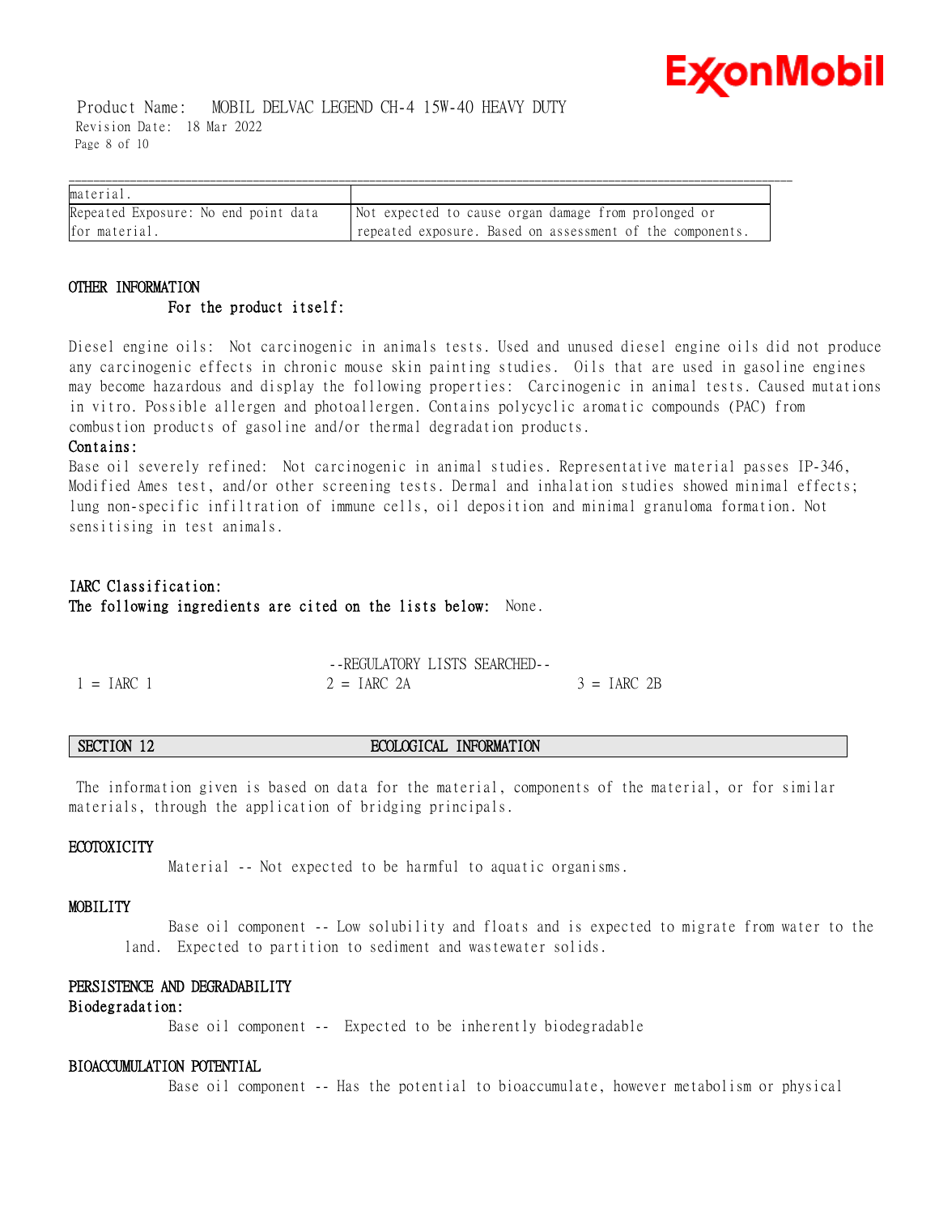| material. | |
|---|---|
| Repeated Exposure: No end point data for material. | Not expected to cause organ damage from prolonged or repeated exposure. Based on assessment of the components. |

### OTHER INFORMATION

**For the product itself:**

Diesel engine oils: Not carcinogenic in animals tests. Used and unused diesel engine oils did not produce any carcinogenic effects in chronic mouse skin painting studies. Oils that are used in gasoline engines may become hazardous and display the following properties: Carcinogenic in animal tests. Caused mutations in vitro. Possible allergen and photoallergen. Contains polycyclic aromatic compounds (PAC) from combustion products of gasoline and/or thermal degradation products.

**Contains:**

Base oil severely refined: Not carcinogenic in animal studies. Representative material passes IP-346, Modified Ames test, and/or other screening tests. Dermal and inhalation studies showed minimal effects; lung non-specific infiltration of immune cells, oil deposition and minimal granuloma formation. Not sensitising in test animals.

**IARC Classification:**

**The following ingredients are cited on the lists below:** None.

--REGULATORY LISTS SEARCHED--

| 1 = IARC 1 | 2 = IARC 2A | 3 = IARC 2B |
|---|---|---|

## SECTION 12 ECOLOGICAL INFORMATION

The information given is based on data for the material, components of the material, or for similar materials, through the application of bridging principals.

### ECOTOXICITY

Material -- Not expected to be harmful to aquatic organisms.

### MOBILITY

Base oil component -- Low solubility and floats and is expected to migrate from water to the land. Expected to partition to sediment and wastewater solids.

### PERSISTENCE AND DEGRADABILITY

**Biodegradation:**

Base oil component -- Expected to be inherently biodegradable

### BIOACCUMULATION POTENTIAL

Base oil component -- Has the potential to bioaccumulate, however metabolism or physical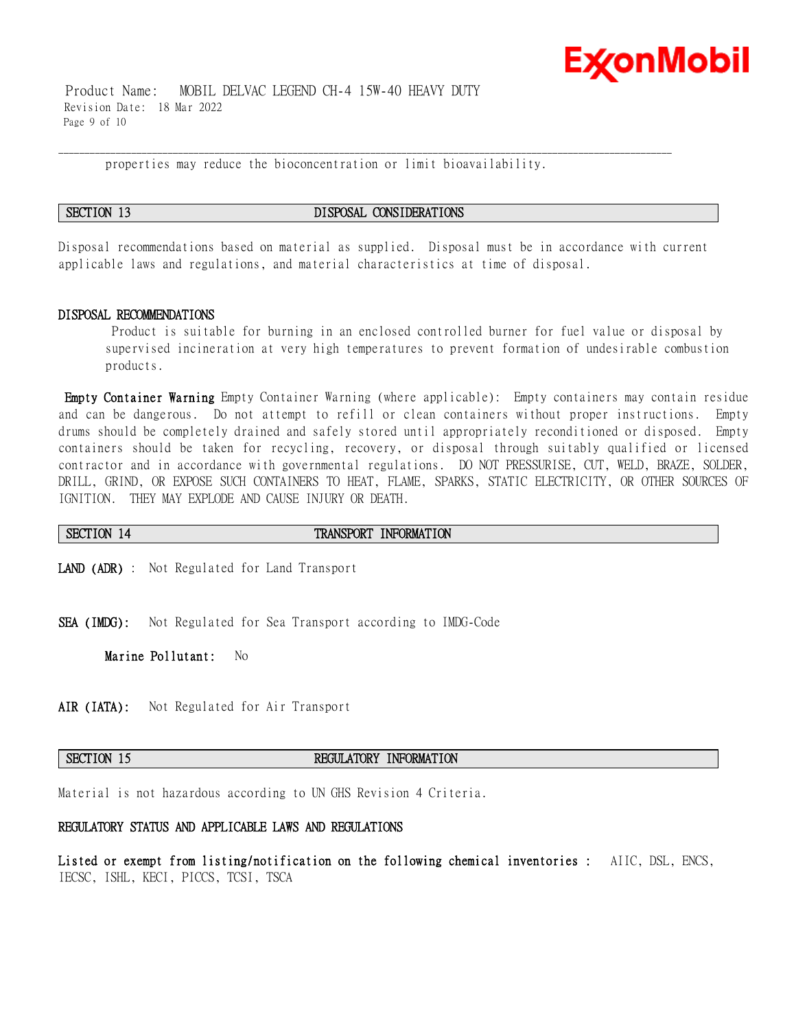properties may reduce the bioconcentration or limit bioavailability.

## SECTION 13 DISPOSAL CONSIDERATIONS

Disposal recommendations based on material as supplied. Disposal must be in accordance with current applicable laws and regulations, and material characteristics at time of disposal.

### DISPOSAL RECOMMENDATIONS

Product is suitable for burning in an enclosed controlled burner for fuel value or disposal by supervised incineration at very high temperatures to prevent formation of undesirable combustion products.

**Empty Container Warning** Empty Container Warning (where applicable): Empty containers may contain residue and can be dangerous. Do not attempt to refill or clean containers without proper instructions. Empty drums should be completely drained and safely stored until appropriately reconditioned or disposed. Empty containers should be taken for recycling, recovery, or disposal through suitably qualified or licensed contractor and in accordance with governmental regulations. DO NOT PRESSURISE, CUT, WELD, BRAZE, SOLDER, DRILL, GRIND, OR EXPOSE SUCH CONTAINERS TO HEAT, FLAME, SPARKS, STATIC ELECTRICITY, OR OTHER SOURCES OF IGNITION. THEY MAY EXPLODE AND CAUSE INJURY OR DEATH.

## SECTION 14 TRANSPORT INFORMATION

**LAND (ADR)** : Not Regulated for Land Transport

**SEA (IMDG):** Not Regulated for Sea Transport according to IMDG-Code

**Marine Pollutant:** No

**AIR (IATA):** Not Regulated for Air Transport

## SECTION 15 REGULATORY INFORMATION

Material is not hazardous according to UN GHS Revision 4 Criteria.

### REGULATORY STATUS AND APPLICABLE LAWS AND REGULATIONS

**Listed or exempt from listing/notification on the following chemical inventories :** AIIC, DSL, ENCS, IECSC, ISHL, KECI, PICCS, TCSI, TSCA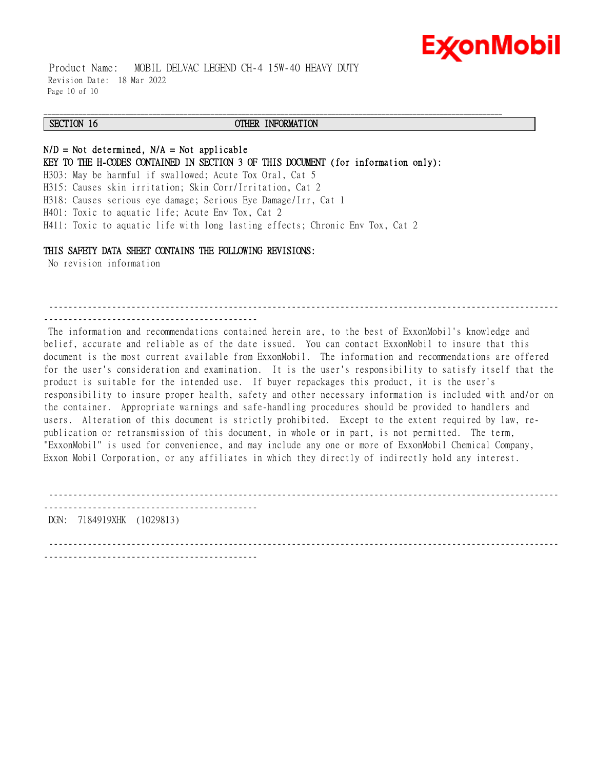## SECTION 16 OTHER INFORMATION

**N/D = Not determined, N/A = Not applicable**

**KEY TO THE H-CODES CONTAINED IN SECTION 3 OF THIS DOCUMENT (for information only):**

H303: May be harmful if swallowed; Acute Tox Oral, Cat 5
H315: Causes skin irritation; Skin Corr/Irritation, Cat 2
H318: Causes serious eye damage; Serious Eye Damage/Irr, Cat 1
H401: Toxic to aquatic life; Acute Env Tox, Cat 2
H411: Toxic to aquatic life with long lasting effects; Chronic Env Tox, Cat 2

**THIS SAFETY DATA SHEET CONTAINS THE FOLLOWING REVISIONS:**

No revision information

---

The information and recommendations contained herein are, to the best of ExxonMobil's knowledge and belief, accurate and reliable as of the date issued. You can contact ExxonMobil to insure that this document is the most current available from ExxonMobil. The information and recommendations are offered for the user's consideration and examination. It is the user's responsibility to satisfy itself that the product is suitable for the intended use. If buyer repackages this product, it is the user's responsibility to insure proper health, safety and other necessary information is included with and/or on the container. Appropriate warnings and safe-handling procedures should be provided to handlers and users. Alteration of this document is strictly prohibited. Except to the extent required by law, re-publication or retransmission of this document, in whole or in part, is not permitted. The term, "ExxonMobil" is used for convenience, and may include any one or more of ExxonMobil Chemical Company, Exxon Mobil Corporation, or any affiliates in which they directly of indirectly hold any interest.

---

DGN: 7184919XHK (1029813)

---